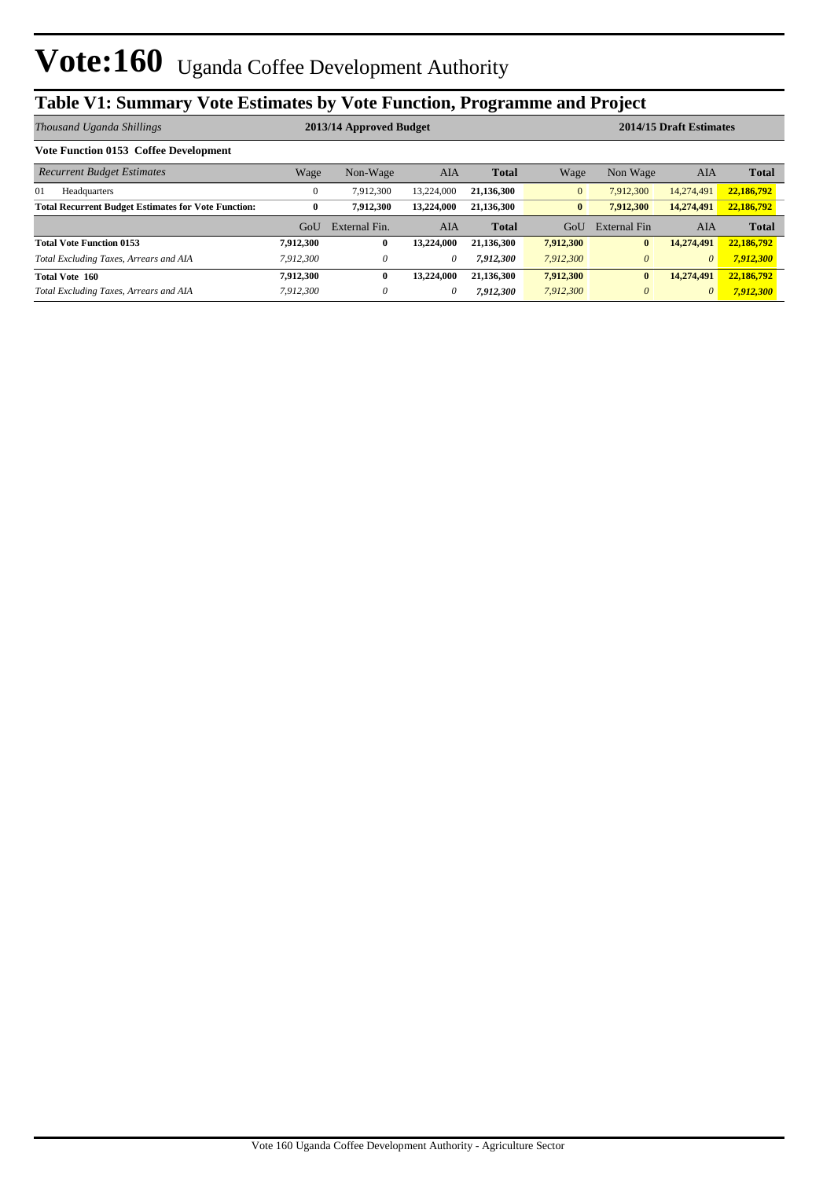# Vote:160 Uganda Coffee Development Authority

## Table V1: Summary Vote Estimates by Vote Function, Programme and Project

| *Thousand Uganda Shillings* | 2013/14 Approved Budget | | | | 2014/15 Draft Estimates | | | |
|---|---|---|---|---|---|---|---|---|
| **Vote Function 0153 Coffee Development** | | | | | | | | |
| *Recurrent Budget Estimates* | Wage | Non-Wage | AIA | **Total** | Wage | Non Wage | AIA | **Total** |
| 01 Headquarters | 0 | 7,912,300 | 13,224,000 | **21,136,300** | 0 | 7,912,300 | 14,274,491 | **22,186,792** |
| **Total Recurrent Budget Estimates for Vote Function:** | **0** | **7,912,300** | **13,224,000** | **21,136,300** | **0** | **7,912,300** | **14,274,491** | **22,186,792** |
| | GoU | External Fin. | AIA | **Total** | GoU | External Fin | AIA | **Total** |
| **Total Vote Function 0153** | **7,912,300** | **0** | **13,224,000** | **21,136,300** | **7,912,300** | **0** | **14,274,491** | **22,186,792** |
| *Total Excluding Taxes, Arrears and AIA* | *7,912,300* | *0* | *0* | ***7,912,300*** | *7,912,300* | *0* | *0* | ***7,912,300*** |
| **Total Vote 160** | **7,912,300** | **0** | **13,224,000** | **21,136,300** | **7,912,300** | **0** | **14,274,491** | **22,186,792** |
| *Total Excluding Taxes, Arrears and AIA* | *7,912,300* | *0* | *0* | ***7,912,300*** | *7,912,300* | *0* | *0* | ***7,912,300*** |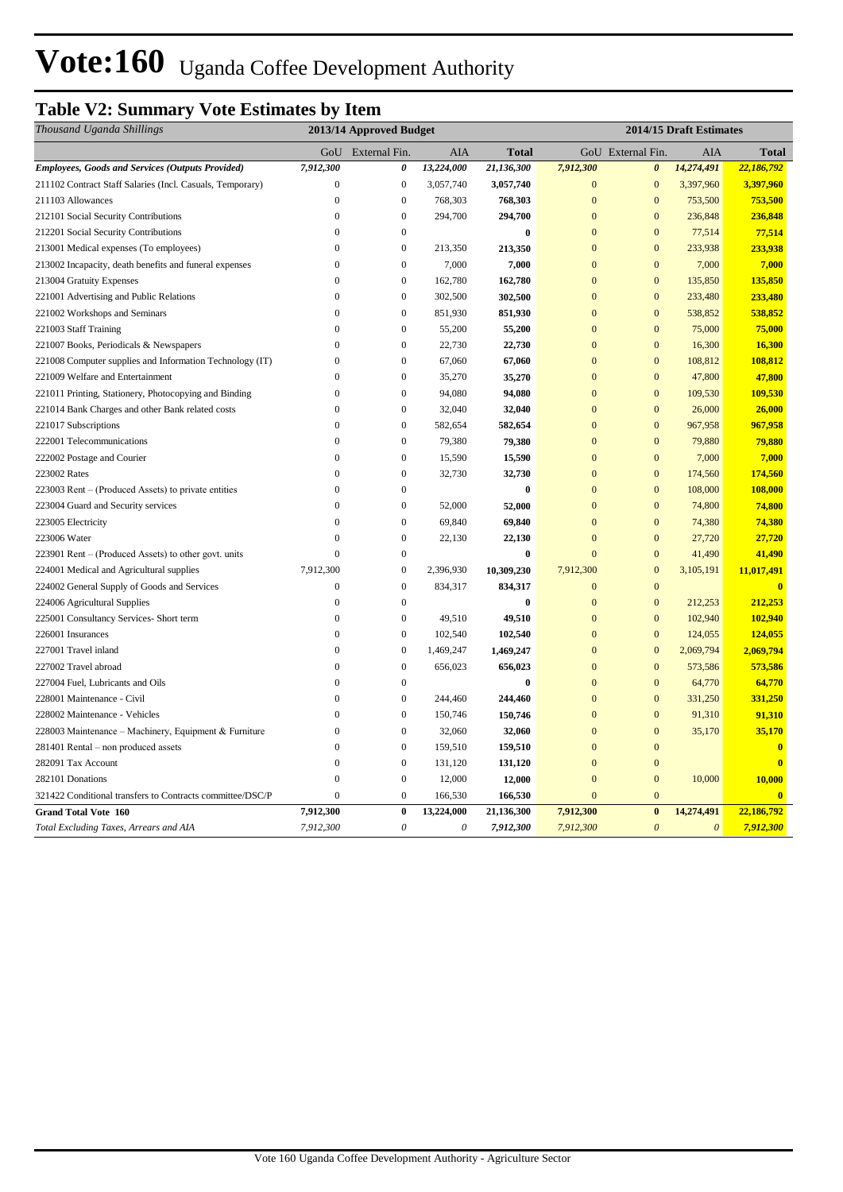# Vote:160 Uganda Coffee Development Authority

## Table V2: Summary Vote Estimates by Item

| *Thousand Uganda Shillings* | 2013/14 Approved Budget | | | | 2014/15 Draft Estimates | | | |
|---|---|---|---|---|---|---|---|---|
| | GoU | External Fin. | AIA | Total | GoU | External Fin. | AIA | Total |
| ***Employees, Goods and Services (Outputs Provided)*** | *7,912,300* | *0* | *13,224,000* | *21,136,300* | *7,912,300* | *0* | *14,274,491* | *22,186,792* |
| 211102 Contract Staff Salaries (Incl. Casuals, Temporary) | 0 | 0 | 3,057,740 | **3,057,740** | 0 | 0 | 3,397,960 | **3,397,960** |
| 211103 Allowances | 0 | 0 | 768,303 | **768,303** | 0 | 0 | 753,500 | **753,500** |
| 212101 Social Security Contributions | 0 | 0 | 294,700 | **294,700** | 0 | 0 | 236,848 | **236,848** |
| 212201 Social Security Contributions | 0 | 0 | | **0** | 0 | 0 | 77,514 | **77,514** |
| 213001 Medical expenses (To employees) | 0 | 0 | 213,350 | **213,350** | 0 | 0 | 233,938 | **233,938** |
| 213002 Incapacity, death benefits and funeral expenses | 0 | 0 | 7,000 | **7,000** | 0 | 0 | 7,000 | **7,000** |
| 213004 Gratuity Expenses | 0 | 0 | 162,780 | **162,780** | 0 | 0 | 135,850 | **135,850** |
| 221001 Advertising and Public Relations | 0 | 0 | 302,500 | **302,500** | 0 | 0 | 233,480 | **233,480** |
| 221002 Workshops and Seminars | 0 | 0 | 851,930 | **851,930** | 0 | 0 | 538,852 | **538,852** |
| 221003 Staff Training | 0 | 0 | 55,200 | **55,200** | 0 | 0 | 75,000 | **75,000** |
| 221007 Books, Periodicals & Newspapers | 0 | 0 | 22,730 | **22,730** | 0 | 0 | 16,300 | **16,300** |
| 221008 Computer supplies and Information Technology (IT) | 0 | 0 | 67,060 | **67,060** | 0 | 0 | 108,812 | **108,812** |
| 221009 Welfare and Entertainment | 0 | 0 | 35,270 | **35,270** | 0 | 0 | 47,800 | **47,800** |
| 221011 Printing, Stationery, Photocopying and Binding | 0 | 0 | 94,080 | **94,080** | 0 | 0 | 109,530 | **109,530** |
| 221014 Bank Charges and other Bank related costs | 0 | 0 | 32,040 | **32,040** | 0 | 0 | 26,000 | **26,000** |
| 221017 Subscriptions | 0 | 0 | 582,654 | **582,654** | 0 | 0 | 967,958 | **967,958** |
| 222001 Telecommunications | 0 | 0 | 79,380 | **79,380** | 0 | 0 | 79,880 | **79,880** |
| 222002 Postage and Courier | 0 | 0 | 15,590 | **15,590** | 0 | 0 | 7,000 | **7,000** |
| 223002 Rates | 0 | 0 | 32,730 | **32,730** | 0 | 0 | 174,560 | **174,560** |
| 223003 Rent – (Produced Assets) to private entities | 0 | 0 | | **0** | 0 | 0 | 108,000 | **108,000** |
| 223004 Guard and Security services | 0 | 0 | 52,000 | **52,000** | 0 | 0 | 74,800 | **74,800** |
| 223005 Electricity | 0 | 0 | 69,840 | **69,840** | 0 | 0 | 74,380 | **74,380** |
| 223006 Water | 0 | 0 | 22,130 | **22,130** | 0 | 0 | 27,720 | **27,720** |
| 223901 Rent – (Produced Assets) to other govt. units | 0 | 0 | | **0** | 0 | 0 | 41,490 | **41,490** |
| 224001 Medical and Agricultural supplies | 7,912,300 | 0 | 2,396,930 | **10,309,230** | 7,912,300 | 0 | 3,105,191 | **11,017,491** |
| 224002 General Supply of Goods and Services | 0 | 0 | 834,317 | **834,317** | 0 | 0 | | **0** |
| 224006 Agricultural Supplies | 0 | 0 | | **0** | 0 | 0 | 212,253 | **212,253** |
| 225001 Consultancy Services- Short term | 0 | 0 | 49,510 | **49,510** | 0 | 0 | 102,940 | **102,940** |
| 226001 Insurances | 0 | 0 | 102,540 | **102,540** | 0 | 0 | 124,055 | **124,055** |
| 227001 Travel inland | 0 | 0 | 1,469,247 | **1,469,247** | 0 | 0 | 2,069,794 | **2,069,794** |
| 227002 Travel abroad | 0 | 0 | 656,023 | **656,023** | 0 | 0 | 573,586 | **573,586** |
| 227004 Fuel, Lubricants and Oils | 0 | 0 | | **0** | 0 | 0 | 64,770 | **64,770** |
| 228001 Maintenance - Civil | 0 | 0 | 244,460 | **244,460** | 0 | 0 | 331,250 | **331,250** |
| 228002 Maintenance - Vehicles | 0 | 0 | 150,746 | **150,746** | 0 | 0 | 91,310 | **91,310** |
| 228003 Maintenance – Machinery, Equipment & Furniture | 0 | 0 | 32,060 | **32,060** | 0 | 0 | 35,170 | **35,170** |
| 281401 Rental – non produced assets | 0 | 0 | 159,510 | **159,510** | 0 | 0 | | **0** |
| 282091 Tax Account | 0 | 0 | 131,120 | **131,120** | 0 | 0 | | **0** |
| 282101 Donations | 0 | 0 | 12,000 | **12,000** | 0 | 0 | 10,000 | **10,000** |
| 321422 Conditional transfers to Contracts committee/DSC/P | 0 | 0 | 166,530 | **166,530** | 0 | 0 | | **0** |
| **Grand Total Vote 160** | **7,912,300** | **0** | **13,224,000** | **21,136,300** | **7,912,300** | **0** | **14,274,491** | **22,186,792** |
| *Total Excluding Taxes, Arrears and AIA* | *7,912,300* | *0* | *0* | *7,912,300* | *7,912,300* | *0* | *0* | *7,912,300* |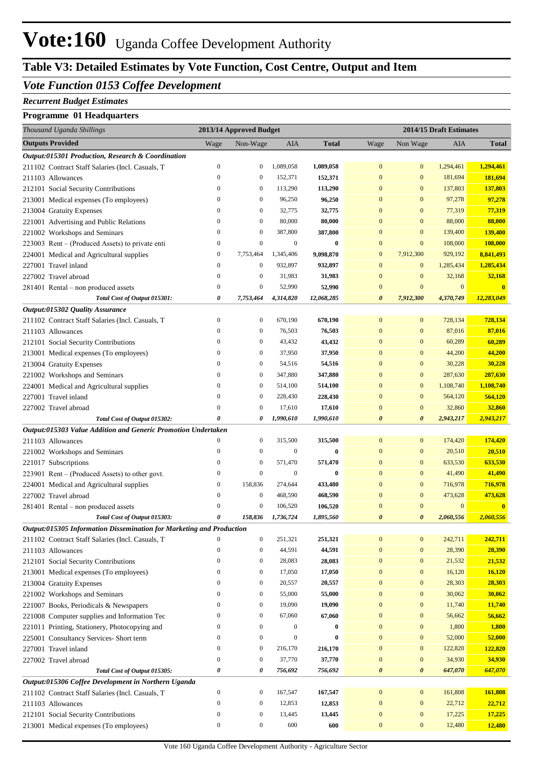# Vote:160 Uganda Coffee Development Authority

## Table V3: Detailed Estimates by Vote Function, Cost Centre, Output and Item

### *Vote Function 0153 Coffee Development*

***Recurrent Budget Estimates***

**Programme 01 Headquarters**

| *Thousand Uganda Shillings* | 2013/14 Approved Budget | | | | 2014/15 Draft Estimates | | | |
|---|---|---|---|---|---|---|---|---|
| **Outputs Provided** | Wage | Non-Wage | AIA | **Total** | Wage | Non Wage | AIA | **Total** |
| ***Output:015301 Production, Research & Coordination*** | | | | | | | | |
| 211102 Contract Staff Salaries (Incl. Casuals, T | 0 | 0 | 1,089,058 | **1,089,058** | 0 | 0 | 1,294,461 | **1,294,461** |
| 211103 Allowances | 0 | 0 | 152,371 | **152,371** | 0 | 0 | 181,694 | **181,694** |
| 212101 Social Security Contributions | 0 | 0 | 113,290 | **113,290** | 0 | 0 | 137,803 | **137,803** |
| 213001 Medical expenses (To employees) | 0 | 0 | 96,250 | **96,250** | 0 | 0 | 97,278 | **97,278** |
| 213004 Gratuity Expenses | 0 | 0 | 32,775 | **32,775** | 0 | 0 | 77,319 | **77,319** |
| 221001 Advertising and Public Relations | 0 | 0 | 80,000 | **80,000** | 0 | 0 | 88,000 | **88,000** |
| 221002 Workshops and Seminars | 0 | 0 | 387,800 | **387,800** | 0 | 0 | 139,400 | **139,400** |
| 223003 Rent – (Produced Assets) to private enti | 0 | 0 | 0 | **0** | 0 | 0 | 108,000 | **108,000** |
| 224001 Medical and Agricultural supplies | 0 | 7,753,464 | 1,345,406 | **9,098,870** | 0 | 7,912,300 | 929,192 | **8,841,493** |
| 227001 Travel inland | 0 | 0 | 932,897 | **932,897** | 0 | 0 | 1,285,434 | **1,285,434** |
| 227002 Travel abroad | 0 | 0 | 31,983 | **31,983** | 0 | 0 | 32,168 | **32,168** |
| 281401 Rental – non produced assets | 0 | 0 | 52,990 | **52,990** | 0 | 0 | 0 | **0** |
| ***Total Cost of Output 015301:*** | ***0*** | ***7,753,464*** | ***4,314,820*** | ***12,068,285*** | ***0*** | ***7,912,300*** | ***4,370,749*** | ***12,283,049*** |
| ***Output:015302 Quality Assurance*** | | | | | | | | |
| 211102 Contract Staff Salaries (Incl. Casuals, T | 0 | 0 | 670,190 | **670,190** | 0 | 0 | 728,134 | **728,134** |
| 211103 Allowances | 0 | 0 | 76,503 | **76,503** | 0 | 0 | 87,016 | **87,016** |
| 212101 Social Security Contributions | 0 | 0 | 43,432 | **43,432** | 0 | 0 | 60,289 | **60,289** |
| 213001 Medical expenses (To employees) | 0 | 0 | 37,950 | **37,950** | 0 | 0 | 44,200 | **44,200** |
| 213004 Gratuity Expenses | 0 | 0 | 54,516 | **54,516** | 0 | 0 | 30,228 | **30,228** |
| 221002 Workshops and Seminars | 0 | 0 | 347,880 | **347,880** | 0 | 0 | 287,630 | **287,630** |
| 224001 Medical and Agricultural supplies | 0 | 0 | 514,100 | **514,100** | 0 | 0 | 1,108,740 | **1,108,740** |
| 227001 Travel inland | 0 | 0 | 228,430 | **228,430** | 0 | 0 | 564,120 | **564,120** |
| 227002 Travel abroad | 0 | 0 | 17,610 | **17,610** | 0 | 0 | 32,860 | **32,860** |
| ***Total Cost of Output 015302:*** | ***0*** | ***0*** | ***1,990,610*** | ***1,990,610*** | ***0*** | ***0*** | ***2,943,217*** | ***2,943,217*** |
| ***Output:015303 Value Addition and Generic Promotion Undertaken*** | | | | | | | | |
| 211103 Allowances | 0 | 0 | 315,500 | **315,500** | 0 | 0 | 174,420 | **174,420** |
| 221002 Workshops and Seminars | 0 | 0 | 0 | **0** | 0 | 0 | 20,510 | **20,510** |
| 221017 Subscriptions | 0 | 0 | 571,470 | **571,470** | 0 | 0 | 633,530 | **633,530** |
| 223901 Rent – (Produced Assets) to other govt. | 0 | 0 | 0 | **0** | 0 | 0 | 41,490 | **41,490** |
| 224001 Medical and Agricultural supplies | 0 | 158,836 | 274,644 | **433,480** | 0 | 0 | 716,978 | **716,978** |
| 227002 Travel abroad | 0 | 0 | 468,590 | **468,590** | 0 | 0 | 473,628 | **473,628** |
| 281401 Rental – non produced assets | 0 | 0 | 106,520 | **106,520** | 0 | 0 | 0 | **0** |
| ***Total Cost of Output 015303:*** | ***0*** | ***158,836*** | ***1,736,724*** | ***1,895,560*** | ***0*** | ***0*** | ***2,060,556*** | ***2,060,556*** |
| ***Output:015305 Information Dissemination for Marketing and Production*** | | | | | | | | |
| 211102 Contract Staff Salaries (Incl. Casuals, T | 0 | 0 | 251,321 | **251,321** | 0 | 0 | 242,711 | **242,711** |
| 211103 Allowances | 0 | 0 | 44,591 | **44,591** | 0 | 0 | 28,390 | **28,390** |
| 212101 Social Security Contributions | 0 | 0 | 28,083 | **28,083** | 0 | 0 | 21,532 | **21,532** |
| 213001 Medical expenses (To employees) | 0 | 0 | 17,050 | **17,050** | 0 | 0 | 16,120 | **16,120** |
| 213004 Gratuity Expenses | 0 | 0 | 20,557 | **20,557** | 0 | 0 | 28,303 | **28,303** |
| 221002 Workshops and Seminars | 0 | 0 | 55,000 | **55,000** | 0 | 0 | 30,062 | **30,062** |
| 221007 Books, Periodicals & Newspapers | 0 | 0 | 19,090 | **19,090** | 0 | 0 | 11,740 | **11,740** |
| 221008 Computer supplies and Information Tec | 0 | 0 | 67,060 | **67,060** | 0 | 0 | 56,662 | **56,662** |
| 221011 Printing, Stationery, Photocopying and | 0 | 0 | 0 | **0** | 0 | 0 | 1,800 | **1,800** |
| 225001 Consultancy Services- Short term | 0 | 0 | 0 | **0** | 0 | 0 | 52,000 | **52,000** |
| 227001 Travel inland | 0 | 0 | 216,170 | **216,170** | 0 | 0 | 122,820 | **122,820** |
| 227002 Travel abroad | 0 | 0 | 37,770 | **37,770** | 0 | 0 | 34,930 | **34,930** |
| ***Total Cost of Output 015305:*** | ***0*** | ***0*** | ***756,692*** | ***756,692*** | ***0*** | ***0*** | ***647,070*** | ***647,070*** |
| ***Output:015306 Coffee Development in Northern Uganda*** | | | | | | | | |
| 211102 Contract Staff Salaries (Incl. Casuals, T | 0 | 0 | 167,547 | **167,547** | 0 | 0 | 161,808 | **161,808** |
| 211103 Allowances | 0 | 0 | 12,853 | **12,853** | 0 | 0 | 22,712 | **22,712** |
| 212101 Social Security Contributions | 0 | 0 | 13,445 | **13,445** | 0 | 0 | 17,225 | **17,225** |
| 213001 Medical expenses (To employees) | 0 | 0 | 600 | **600** | 0 | 0 | 12,480 | **12,480** |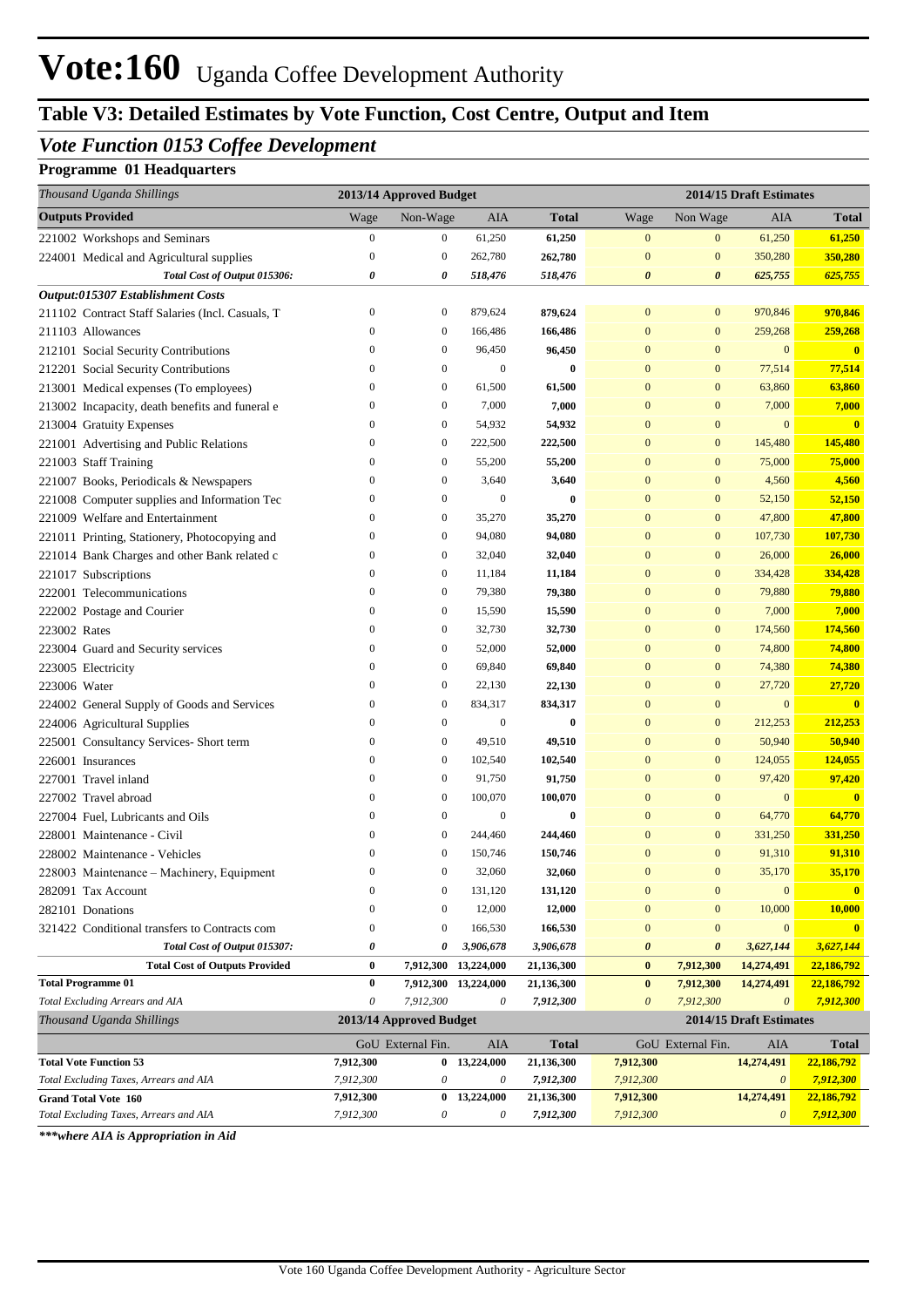# Vote:160 Uganda Coffee Development Authority

## Table V3: Detailed Estimates by Vote Function, Cost Centre, Output and Item

### *Vote Function 0153 Coffee Development*

**Programme 01 Headquarters**

| *Thousand Uganda Shillings* | 2013/14 Approved Budget | | | | 2014/15 Draft Estimates | | | |
|---|---|---|---|---|---|---|---|---|
| **Outputs Provided** | Wage | Non-Wage | AIA | **Total** | Wage | Non Wage | AIA | **Total** |
| 221002 Workshops and Seminars | 0 | 0 | 61,250 | **61,250** | 0 | 0 | 61,250 | **61,250** |
| 224001 Medical and Agricultural supplies | 0 | 0 | 262,780 | **262,780** | 0 | 0 | 350,280 | **350,280** |
| ***Total Cost of Output 015306:*** | ***0*** | ***0*** | ***518,476*** | ***518,476*** | ***0*** | ***0*** | ***625,755*** | ***625,755*** |
| ***Output:015307 Establishment Costs*** | | | | | | | | |
| 211102 Contract Staff Salaries (Incl. Casuals, T | 0 | 0 | 879,624 | **879,624** | 0 | 0 | 970,846 | **970,846** |
| 211103 Allowances | 0 | 0 | 166,486 | **166,486** | 0 | 0 | 259,268 | **259,268** |
| 212101 Social Security Contributions | 0 | 0 | 96,450 | **96,450** | 0 | 0 | 0 | **0** |
| 212201 Social Security Contributions | 0 | 0 | 0 | **0** | 0 | 0 | 77,514 | **77,514** |
| 213001 Medical expenses (To employees) | 0 | 0 | 61,500 | **61,500** | 0 | 0 | 63,860 | **63,860** |
| 213002 Incapacity, death benefits and funeral e | 0 | 0 | 7,000 | **7,000** | 0 | 0 | 7,000 | **7,000** |
| 213004 Gratuity Expenses | 0 | 0 | 54,932 | **54,932** | 0 | 0 | 0 | **0** |
| 221001 Advertising and Public Relations | 0 | 0 | 222,500 | **222,500** | 0 | 0 | 145,480 | **145,480** |
| 221003 Staff Training | 0 | 0 | 55,200 | **55,200** | 0 | 0 | 75,000 | **75,000** |
| 221007 Books, Periodicals & Newspapers | 0 | 0 | 3,640 | **3,640** | 0 | 0 | 4,560 | **4,560** |
| 221008 Computer supplies and Information Tec | 0 | 0 | 0 | **0** | 0 | 0 | 52,150 | **52,150** |
| 221009 Welfare and Entertainment | 0 | 0 | 35,270 | **35,270** | 0 | 0 | 47,800 | **47,800** |
| 221011 Printing, Stationery, Photocopying and | 0 | 0 | 94,080 | **94,080** | 0 | 0 | 107,730 | **107,730** |
| 221014 Bank Charges and other Bank related c | 0 | 0 | 32,040 | **32,040** | 0 | 0 | 26,000 | **26,000** |
| 221017 Subscriptions | 0 | 0 | 11,184 | **11,184** | 0 | 0 | 334,428 | **334,428** |
| 222001 Telecommunications | 0 | 0 | 79,380 | **79,380** | 0 | 0 | 79,880 | **79,880** |
| 222002 Postage and Courier | 0 | 0 | 15,590 | **15,590** | 0 | 0 | 7,000 | **7,000** |
| 223002 Rates | 0 | 0 | 32,730 | **32,730** | 0 | 0 | 174,560 | **174,560** |
| 223004 Guard and Security services | 0 | 0 | 52,000 | **52,000** | 0 | 0 | 74,800 | **74,800** |
| 223005 Electricity | 0 | 0 | 69,840 | **69,840** | 0 | 0 | 74,380 | **74,380** |
| 223006 Water | 0 | 0 | 22,130 | **22,130** | 0 | 0 | 27,720 | **27,720** |
| 224002 General Supply of Goods and Services | 0 | 0 | 834,317 | **834,317** | 0 | 0 | 0 | **0** |
| 224006 Agricultural Supplies | 0 | 0 | 0 | **0** | 0 | 0 | 212,253 | **212,253** |
| 225001 Consultancy Services- Short term | 0 | 0 | 49,510 | **49,510** | 0 | 0 | 50,940 | **50,940** |
| 226001 Insurances | 0 | 0 | 102,540 | **102,540** | 0 | 0 | 124,055 | **124,055** |
| 227001 Travel inland | 0 | 0 | 91,750 | **91,750** | 0 | 0 | 97,420 | **97,420** |
| 227002 Travel abroad | 0 | 0 | 100,070 | **100,070** | 0 | 0 | 0 | **0** |
| 227004 Fuel, Lubricants and Oils | 0 | 0 | 0 | **0** | 0 | 0 | 64,770 | **64,770** |
| 228001 Maintenance - Civil | 0 | 0 | 244,460 | **244,460** | 0 | 0 | 331,250 | **331,250** |
| 228002 Maintenance - Vehicles | 0 | 0 | 150,746 | **150,746** | 0 | 0 | 91,310 | **91,310** |
| 228003 Maintenance – Machinery, Equipment | 0 | 0 | 32,060 | **32,060** | 0 | 0 | 35,170 | **35,170** |
| 282091 Tax Account | 0 | 0 | 131,120 | **131,120** | 0 | 0 | 0 | **0** |
| 282101 Donations | 0 | 0 | 12,000 | **12,000** | 0 | 0 | 10,000 | **10,000** |
| 321422 Conditional transfers to Contracts com | 0 | 0 | 166,530 | **166,530** | 0 | 0 | 0 | **0** |
| ***Total Cost of Output 015307:*** | ***0*** | ***0*** | ***3,906,678*** | ***3,906,678*** | ***0*** | ***0*** | ***3,627,144*** | ***3,627,144*** |
| **Total Cost of Outputs Provided** | **0** | **7,912,300** | **13,224,000** | **21,136,300** | **0** | **7,912,300** | **14,274,491** | **22,186,792** |
| **Total Programme 01** | **0** | **7,912,300** | **13,224,000** | **21,136,300** | **0** | **7,912,300** | **14,274,491** | **22,186,792** |
| *Total Excluding Arrears and AIA* | *0* | *7,912,300* | *0* | *7,912,300* | *0* | *7,912,300* | *0* | *7,912,300* |

| *Thousand Uganda Shillings* | 2013/14 Approved Budget | | | | 2014/15 Draft Estimates | | | |
|---|---|---|---|---|---|---|---|---|
| | GoU | External Fin. | AIA | **Total** | GoU | External Fin. | AIA | **Total** |
| **Total Vote Function 53** | **7,912,300** | **0** | **13,224,000** | **21,136,300** | **7,912,300** | | **14,274,491** | **22,186,792** |
| *Total Excluding Taxes, Arrears and AIA* | *7,912,300* | *0* | *0* | *7,912,300* | *7,912,300* | | | *7,912,300* |
| **Grand Total Vote 160** | **7,912,300** | **0** | **13,224,000** | **21,136,300** | **7,912,300** | | **14,274,491** | **22,186,792** |
| *Total Excluding Taxes, Arrears and AIA* | *7,912,300* | *0* | *0* | *7,912,300* | *7,912,300* | | *0* | *7,912,300* |

****\*\*where AIA is Appropriation in Aid***

Vote 160 Uganda Coffee Development Authority - Agriculture Sector